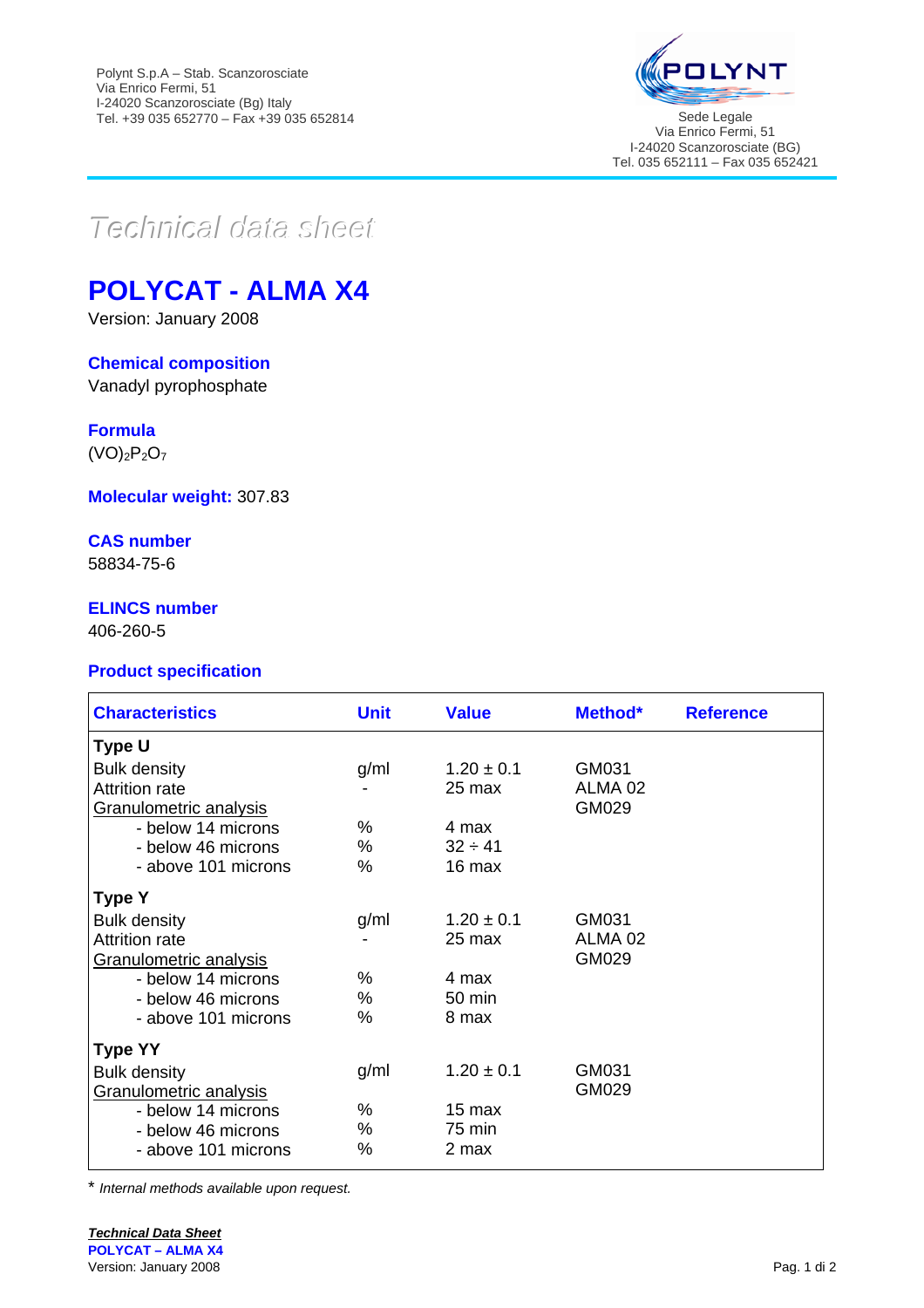Polynt S.p.A – Stab. Scanzorosciate
Via Enrico Fermi, 51
I-24020 Scanzorosciate (Bg) Italy
Tel. +39 035 652770 – Fax +39 035 652814

Sede Legale
Via Enrico Fermi, 51
I-24020 Scanzorosciate (BG)
Tel. 035 652111 – Fax 035 652421

*Technical data sheet*

# POLYCAT - ALMA X4

Version: January 2008

### Chemical composition

Vanadyl pyrophosphate

### Formula

$(VO)_2P_2O_7$

**Molecular weight:** 307.83

### CAS number

58834-75-6

### ELINCS number

406-260-5

### Product specification

| Characteristics | Unit | Value | Method* | Reference |
|---|---|---|---|---|
| **Type U** | | | | |
| Bulk density | g/ml | 1.20 ± 0.1 | GM031 | |
| Attrition rate | - | 25 max | ALMA 02 | |
| Granulometric analysis | | | GM029 | |
| - below 14 microns | % | 4 max | | |
| - below 46 microns | % | 32 ÷ 41 | | |
| - above 101 microns | % | 16 max | | |
| **Type Y** | | | | |
| Bulk density | g/ml | 1.20 ± 0.1 | GM031 | |
| Attrition rate | - | 25 max | ALMA 02 | |
| Granulometric analysis | | | GM029 | |
| - below 14 microns | % | 4 max | | |
| - below 46 microns | % | 50 min | | |
| - above 101 microns | % | 8 max | | |
| **Type YY** | | | | |
| Bulk density | g/ml | 1.20 ± 0.1 | GM031 | |
| Granulometric analysis | | | GM029 | |
| - below 14 microns | % | 15 max | | |
| - below 46 microns | % | 75 min | | |
| - above 101 microns | % | 2 max | | |

\* *Internal methods available upon request.*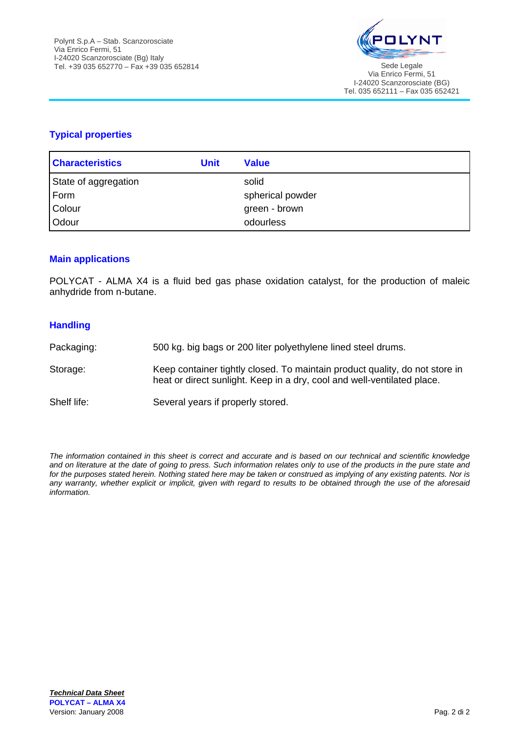Polynt S.p.A – Stab. Scanzorosciate
Via Enrico Fermi, 51
I-24020 Scanzorosciate (Bg) Italy
Tel. +39 035 652770 – Fax +39 035 652814

Sede Legale
Via Enrico Fermi, 51
I-24020 Scanzorosciate (BG)
Tel. 035 652111 – Fax 035 652421

## Typical properties

| Characteristics | Unit | Value |
|---|---|---|
| State of aggregation | | solid |
| Form | | spherical powder |
| Colour | | green - brown |
| Odour | | odourless |

## Main applications

POLYCAT - ALMA X4 is a fluid bed gas phase oxidation catalyst, for the production of maleic anhydride from n-butane.

## Handling

Packaging: 500 kg. big bags or 200 liter polyethylene lined steel drums.

Storage: Keep container tightly closed. To maintain product quality, do not store in heat or direct sunlight. Keep in a dry, cool and well-ventilated place.

Shelf life: Several years if properly stored.

*The information contained in this sheet is correct and accurate and is based on our technical and scientific knowledge and on literature at the date of going to press. Such information relates only to use of the products in the pure state and for the purposes stated herein. Nothing stated here may be taken or construed as implying of any existing patents. Nor is any warranty, whether explicit or implicit, given with regard to results to be obtained through the use of the aforesaid information.*

***Technical Data Sheet***
**POLYCAT – ALMA X4**
Version: January 2008